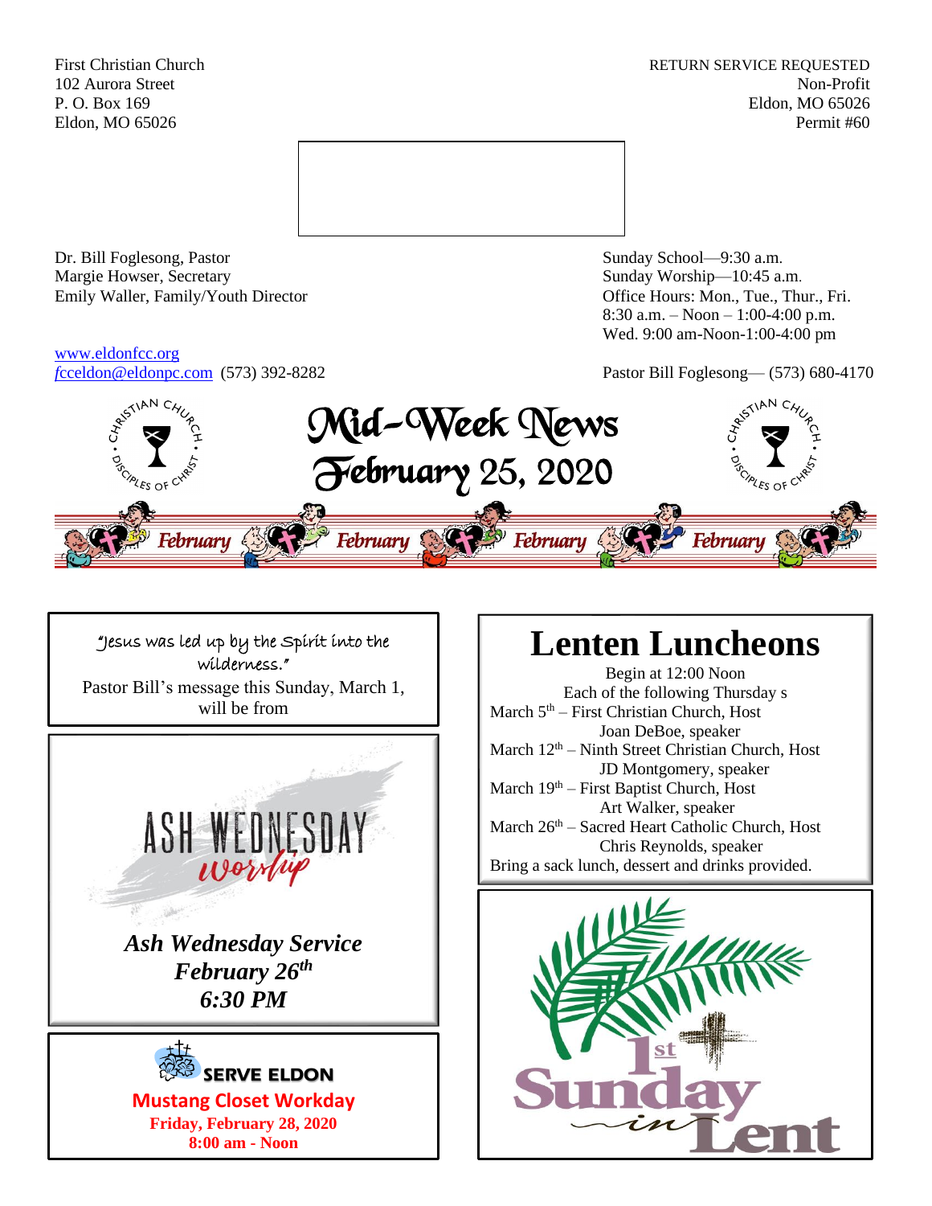First Christian Church
102 Aurora Street
P. O. Box 169
Eldon, MO 65026

RETURN SERVICE REQUESTED
Non-Profit
Eldon, MO 65026
Permit #60

Dr. Bill Foglesong, Pastor
Margie Howser, Secretary
Emily Waller, Family/Youth Director

Sunday School—9:30 a.m.
Sunday Worship—10:45 a.m.
Office Hours: Mon., Tue., Thur., Fri.
8:30 a.m. – Noon – 1:00-4:00 p.m.
Wed. 9:00 am-Noon-1:00-4:00 pm

www.eldonfcc.org
fcceldon@eldonpc.com (573) 392-8282

Pastor Bill Foglesong— (573) 680-4170

# Mid-Week News
# February 25, 2020

February February February February

"Jesus was led up by the Spirit into the wilderness."
Pastor Bill's message this Sunday, March 1, will be from

ASH WEDNESDAY worship

***Ash Wednesday Service***
***February 26th***
***6:30 PM***

**SERVE ELDON**

**Mustang Closet Workday**
**Friday, February 28, 2020**
**8:00 am - Noon**

## Lenten Luncheons

Begin at 12:00 Noon
Each of the following Thursday s

March 5th – First Christian Church, Host
Joan DeBoe, speaker
March 12th – Ninth Street Christian Church, Host
JD Montgomery, speaker
March 19th – First Baptist Church, Host
Art Walker, speaker
March 26th – Sacred Heart Catholic Church, Host
Chris Reynolds, speaker
Bring a sack lunch, dessert and drinks provided.

1st Sunday in Lent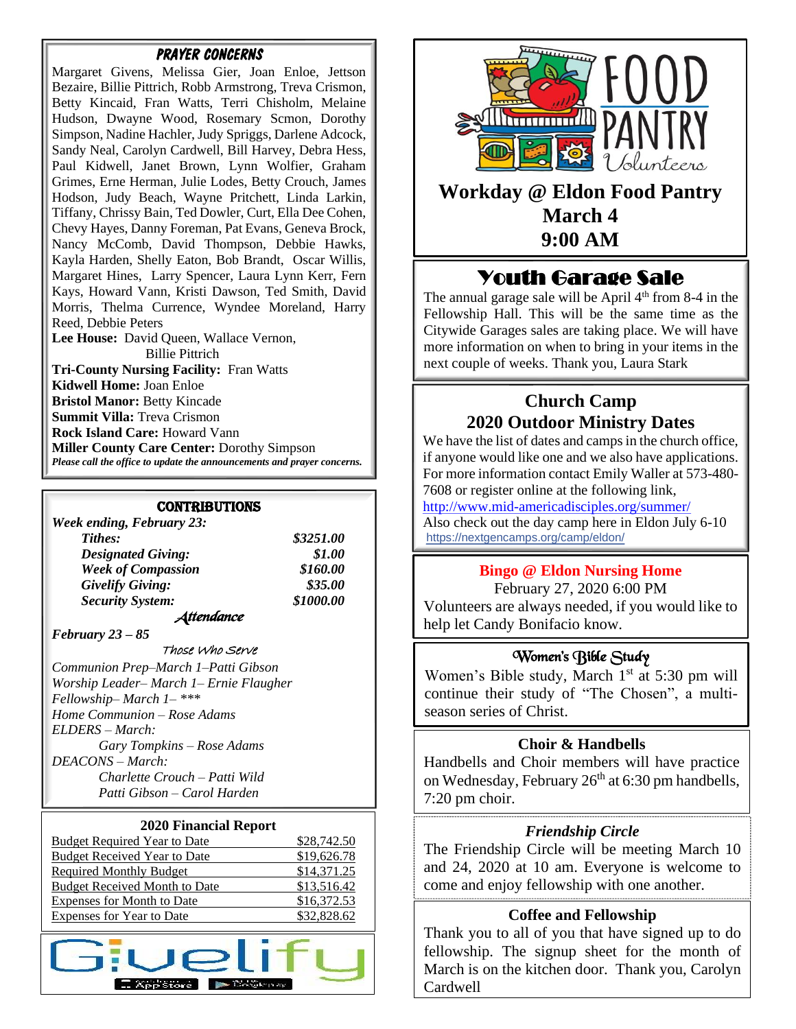## PRAYER CONCERNS

Margaret Givens, Melissa Gier, Joan Enloe, Jettson Bezaire, Billie Pittrich, Robb Armstrong, Treva Crismon, Betty Kincaid, Fran Watts, Terri Chisholm, Melaine Hudson, Dwayne Wood, Rosemary Scmon, Dorothy Simpson, Nadine Hachler, Judy Spriggs, Darlene Adcock, Sandy Neal, Carolyn Cardwell, Bill Harvey, Debra Hess, Paul Kidwell, Janet Brown, Lynn Wolfier, Graham Grimes, Erne Herman, Julie Lodes, Betty Crouch, James Hodson, Judy Beach, Wayne Pritchett, Linda Larkin, Tiffany, Chrissy Bain, Ted Dowler, Curt, Ella Dee Cohen, Chevy Hayes, Danny Foreman, Pat Evans, Geneva Brock, Nancy McComb, David Thompson, Debbie Hawks, Kayla Harden, Shelly Eaton, Bob Brandt, Oscar Willis, Margaret Hines, Larry Spencer, Laura Lynn Kerr, Fern Kays, Howard Vann, Kristi Dawson, Ted Smith, David Morris, Thelma Currence, Wyndee Moreland, Harry Reed, Debbie Peters

**Lee House:** David Queen, Wallace Vernon, Billie Pittrich
**Tri-County Nursing Facility:** Fran Watts
**Kidwell Home:** Joan Enloe
**Bristol Manor:** Betty Kincade
**Summit Villa:** Treva Crismon
**Rock Island Care:** Howard Vann
**Miller County Care Center:** Dorothy Simpson

***Please call the office to update the announcements and prayer concerns.***

## CONTRIBUTIONS

***Week ending, February 23:***

| | |
|---|---|
| ***Tithes:*** | ***$3251.00*** |
| ***Designated Giving:*** | ***$1.00*** |
| ***Week of Compassion*** | ***$160.00*** |
| ***Givelify Giving:*** | ***$35.00*** |
| ***Security System:*** | ***$1000.00*** |

### *Attendance*

***February 23 – 85***

### *Those Who Serve*

*Communion Prep–March 1–Patti Gibson*
*Worship Leader– March 1– Ernie Flaugher*
*Fellowship– March 1– \*\*\**
*Home Communion – Rose Adams*
*ELDERS – March:*
*Gary Tompkins – Rose Adams*
*DEACONS – March:*
*Charlette Crouch – Patti Wild*
*Patti Gibson – Carol Harden*

## 2020 Financial Report

| | |
|---|---|
| Budget Required Year to Date | $28,742.50 |
| Budget Received Year to Date | $19,626.78 |
| Required Monthly Budget | $14,371.25 |
| Budget Received Month to Date | $13,516.42 |
| Expenses for Month to Date | $16,372.53 |
| Expenses for Year to Date | $32,828.62 |

Givelify

FOOD PANTRY Volunteers

## Workday @ Eldon Food Pantry
## March 4
## 9:00 AM

## Youth Garage Sale

The annual garage sale will be April 4th from 8-4 in the Fellowship Hall. This will be the same time as the Citywide Garages sales are taking place. We will have more information on when to bring in your items in the next couple of weeks. Thank you, Laura Stark

## Church Camp
## 2020 Outdoor Ministry Dates

We have the list of dates and camps in the church office, if anyone would like one and we also have applications. For more information contact Emily Waller at 573-480-7608 or register online at the following link, http://www.mid-americadisciples.org/summer/
Also check out the day camp here in Eldon July 6-10
https://nextgencamps.org/camp/eldon/

## Bingo @ Eldon Nursing Home

February 27, 2020 6:00 PM
Volunteers are always needed, if you would like to help let Candy Bonifacio know.

## Women's Bible Study

Women's Bible study, March 1st at 5:30 pm will continue their study of "The Chosen", a multi-season series of Christ.

## Choir & Handbells

Handbells and Choir members will have practice on Wednesday, February 26th at 6:30 pm handbells, 7:20 pm choir.

## *Friendship Circle*

The Friendship Circle will be meeting March 10 and 24, 2020 at 10 am. Everyone is welcome to come and enjoy fellowship with one another.

## Coffee and Fellowship

Thank you to all of you that have signed up to do fellowship. The signup sheet for the month of March is on the kitchen door. Thank you, Carolyn Cardwell